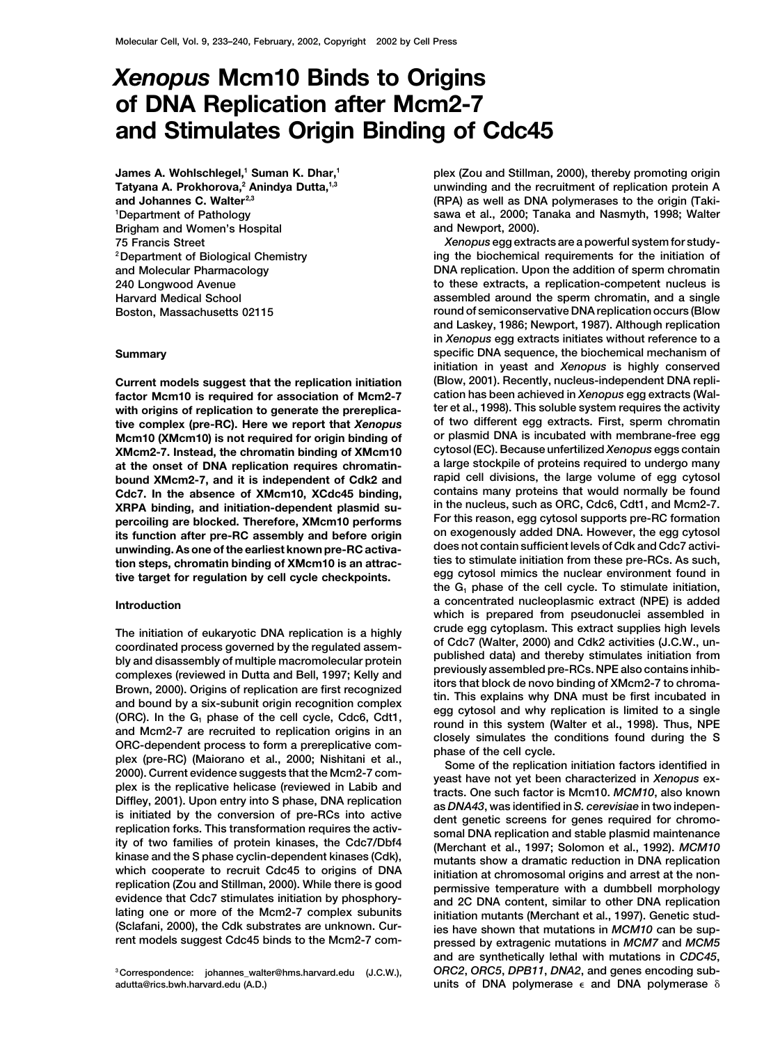# *Xenopus* Mcm10 Binds to Origins of DNA Replication after Mcm2-7 and Stimulates Origin Binding of Cdc45

James A. Wohlschlegel,[1] Suman K. Dhar,[1] Tatyana A. Prokhorova,[2] Anindya Dutta,[1,3] and Johannes C. Walter[2,3]

[1]Department of Pathology
Brigham and Women's Hospital
75 Francis Street

[2]Department of Biological Chemistry and Molecular Pharmacology
240 Longwood Avenue
Harvard Medical School
Boston, Massachusetts 02115

## Summary

**Current models suggest that the replication initiation factor Mcm10 is required for association of Mcm2-7 with origins of replication to generate the prereplicative complex (pre-RC). Here we report that *Xenopus* Mcm10 (XMcm10) is not required for origin binding of XMcm2-7. Instead, the chromatin binding of XMcm10 at the onset of DNA replication requires chromatin-bound XMcm2-7, and it is independent of Cdk2 and Cdc7. In the absence of XMcm10, XCdc45 binding, XRPA binding, and initiation-dependent plasmid supercoiling are blocked. Therefore, XMcm10 performs its function after pre-RC assembly and before origin unwinding. As one of the earliest known pre-RC activation steps, chromatin binding of XMcm10 is an attractive target for regulation by cell cycle checkpoints.**

## Introduction

The initiation of eukaryotic DNA replication is a highly coordinated process governed by the regulated assembly and disassembly of multiple macromolecular protein complexes (reviewed in Dutta and Bell, 1997; Kelly and Brown, 2000). Origins of replication are first recognized and bound by a six-subunit origin recognition complex (ORC). In the $G_1$ phase of the cell cycle, Cdc6, Cdt1, and Mcm2-7 are recruited to replication origins in an ORC-dependent process to form a prereplicative complex (pre-RC) (Maiorano et al., 2000; Nishitani et al., 2000). Current evidence suggests that the Mcm2-7 complex is the replicative helicase (reviewed in Labib and Diffley, 2001). Upon entry into S phase, DNA replication is initiated by the conversion of pre-RCs into active replication forks. This transformation requires the activity of two families of protein kinases, the Cdc7/Dbf4 kinase and the S phase cyclin-dependent kinases (Cdk), which cooperate to recruit Cdc45 to origins of DNA replication (Zou and Stillman, 2000). While there is good evidence that Cdc7 stimulates initiation by phosphorylating one or more of the Mcm2-7 complex subunits (Sclafani, 2000), the Cdk substrates are unknown. Current models suggest Cdc45 binds to the Mcm2-7 complex (Zou and Stillman, 2000), thereby promoting origin unwinding and the recruitment of replication protein A (RPA) as well as DNA polymerases to the origin (Takisawa et al., 2000; Tanaka and Nasmyth, 1998; Walter and Newport, 2000).

*Xenopus* egg extracts are a powerful system for studying the biochemical requirements for the initiation of DNA replication. Upon the addition of sperm chromatin to these extracts, a replication-competent nucleus is assembled around the sperm chromatin, and a single round of semiconservative DNA replication occurs (Blow and Laskey, 1986; Newport, 1987). Although replication in *Xenopus* egg extracts initiates without reference to a specific DNA sequence, the biochemical mechanism of initiation in yeast and *Xenopus* is highly conserved (Blow, 2001). Recently, nucleus-independent DNA replication has been achieved in *Xenopus* egg extracts (Walter et al., 1998). This soluble system requires the activity of two different egg extracts. First, sperm chromatin or plasmid DNA is incubated with membrane-free egg cytosol (EC). Because unfertilized *Xenopus* eggs contain a large stockpile of proteins required to undergo many rapid cell divisions, the large volume of egg cytosol contains many proteins that would normally be found in the nucleus, such as ORC, Cdc6, Cdt1, and Mcm2-7. For this reason, egg cytosol supports pre-RC formation on exogenously added DNA. However, the egg cytosol does not contain sufficient levels of Cdk and Cdc7 activities to stimulate initiation from these pre-RCs. As such, egg cytosol mimics the nuclear environment found in the $G_1$ phase of the cell cycle. To stimulate initiation, a concentrated nucleoplasmic extract (NPE) is added which is prepared from pseudonuclei assembled in crude egg cytoplasm. This extract supplies high levels of Cdc7 (Walter, 2000) and Cdk2 activities (J.C.W., unpublished data) and thereby stimulates initiation from previously assembled pre-RCs. NPE also contains inhibitors that block de novo binding of XMcm2-7 to chromatin. This explains why DNA must be first incubated in egg cytosol and why replication is limited to a single round in this system (Walter et al., 1998). Thus, NPE closely simulates the conditions found during the S phase of the cell cycle.

Some of the replication initiation factors identified in yeast have not yet been characterized in *Xenopus* extracts. One such factor is Mcm10. *MCM10*, also known as *DNA43*, was identified in *S. cerevisiae* in two independent genetic screens for genes required for chromosomal DNA replication and stable plasmid maintenance (Merchant et al., 1997; Solomon et al., 1992). *MCM10* mutants show a dramatic reduction in DNA replication initiation at chromosomal origins and arrest at the nonpermissive temperature with a dumbbell morphology and 2C DNA content, similar to other DNA replication initiation mutants (Merchant et al., 1997). Genetic studies have shown that mutations in *MCM10* can be suppressed by extragenic mutations in *MCM7* and *MCM5* and are synthetically lethal with mutations in *CDC45*, *ORC2*, *ORC5*, *DPB11*, *DNA2*, and genes encoding subunits of DNA polymerase $\epsilon$ and DNA polymerase $\delta$

[3]Correspondence: johannes_walter@hms.harvard.edu (J.C.W.), adutta@rics.bwh.harvard.edu (A.D.)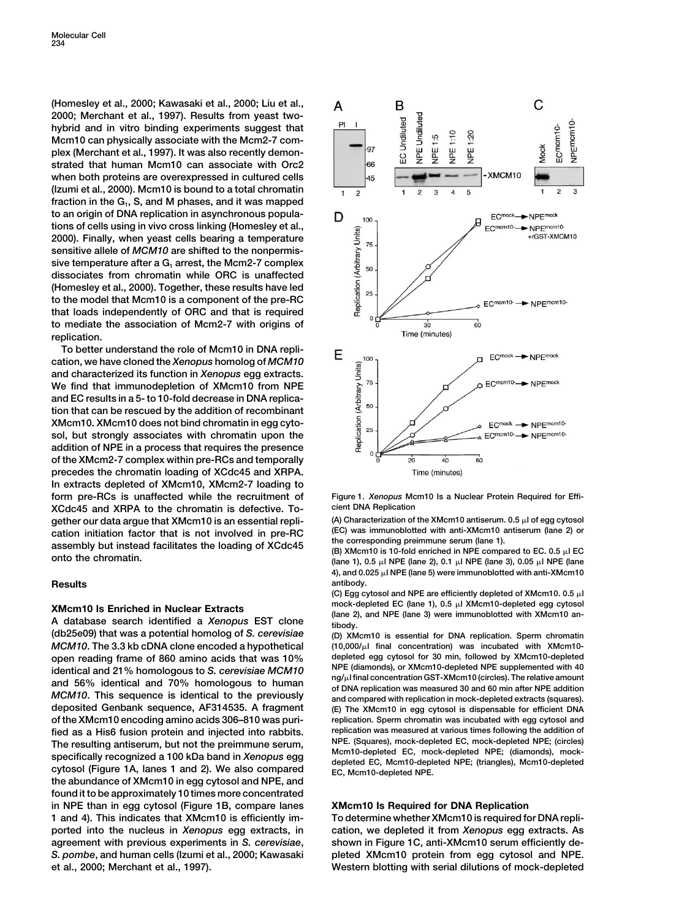(Homesley et al., 2000; Kawasaki et al., 2000; Liu et al., 2000; Merchant et al., 1997). Results from yeast two-hybrid and in vitro binding experiments suggest that Mcm10 can physically associate with the Mcm2-7 complex (Merchant et al., 1997). It was also recently demonstrated that human Mcm10 can associate with Orc2 when both proteins are overexpressed in cultured cells (Izumi et al., 2000). Mcm10 is bound to a total chromatin fraction in the $G_1$, S, and M phases, and it was mapped to an origin of DNA replication in asynchronous populations of cells using in vivo cross linking (Homesley et al., 2000). Finally, when yeast cells bearing a temperature sensitive allele of *MCM10* are shifted to the nonpermissive temperature after a $G_1$ arrest, the Mcm2-7 complex dissociates from chromatin while ORC is unaffected (Homesley et al., 2000). Together, these results have led to the model that Mcm10 is a component of the pre-RC that loads independently of ORC and that is required to mediate the association of Mcm2-7 with origins of replication.

To better understand the role of Mcm10 in DNA replication, we have cloned the *Xenopus* homolog of *MCM10* and characterized its function in *Xenopus* egg extracts. We find that immunodepletion of XMcm10 from NPE and EC results in a 5- to 10-fold decrease in DNA replication that can be rescued by the addition of recombinant XMcm10. XMcm10 does not bind chromatin in egg cytosol, but strongly associates with chromatin upon the addition of NPE in a process that requires the presence of the XMcm2-7 complex within pre-RCs and temporally precedes the chromatin loading of XCdc45 and XRPA. In extracts depleted of XMcm10, XMcm2-7 loading to form pre-RCs is unaffected while the recruitment of XCdc45 and XRPA to the chromatin is defective. Together our data argue that XMcm10 is an essential replication initiation factor that is not involved in pre-RC assembly but instead facilitates the loading of XCdc45 onto the chromatin.

## Results

### XMcm10 Is Enriched in Nuclear Extracts

A database search identified a *Xenopus* EST clone (db25e09) that was a potential homolog of *S. cerevisiae MCM10*. The 3.3 kb cDNA clone encoded a hypothetical open reading frame of 860 amino acids that was 10% identical and 21% homologous to *S. cerevisiae MCM10* and 56% identical and 70% homologous to human *MCM10*. This sequence is identical to the previously deposited Genbank sequence, AF314535. A fragment of the XMcm10 encoding amino acids 306–810 was purified as a His6 fusion protein and injected into rabbits. The resulting antiserum, but not the preimmune serum, specifically recognized a 100 kDa band in *Xenopus* egg cytosol (Figure 1A, lanes 1 and 2). We also compared the abundance of XMcm10 in egg cytosol and NPE, and found it to be approximately 10 times more concentrated in NPE than in egg cytosol (Figure 1B, compare lanes 1 and 4). This indicates that XMcm10 is efficiently imported into the nucleus in *Xenopus* egg extracts, in agreement with previous experiments in *S. cerevisiae*, *S. pombe*, and human cells (Izumi et al., 2000; Kawasaki et al., 2000; Merchant et al., 1997).

Figure 1. *Xenopus* Mcm10 Is a Nuclear Protein Required for Efficient DNA Replication

(A) Characterization of the XMcm10 antiserum. 0.5 μl of egg cytosol (EC) was immunoblotted with anti-XMcm10 antiserum (lane 2) or the corresponding preimmune serum (lane 1).

(B) XMcm10 is 10-fold enriched in NPE compared to EC. 0.5 μl EC (lane 1), 0.5 μl NPE (lane 2), 0.1 μl NPE (lane 3), 0.05 μl NPE (lane 4), and 0.025 μl NPE (lane 5) were immunoblotted with anti-XMcm10 antibody.

(C) Egg cytosol and NPE are efficiently depleted of XMcm10. 0.5 μl mock-depleted EC (lane 1), 0.5 μl XMcm10-depleted egg cytosol (lane 2), and NPE (lane 3) were immunoblotted with XMcm10 antibody.

(D) XMcm10 is essential for DNA replication. Sperm chromatin (10,000/μl final concentration) was incubated with XMcm10-depleted egg cytosol for 30 min, followed by XMcm10-depleted NPE (diamonds), or XMcm10-depleted NPE supplemented with 40 ng/μl final concentration GST-XMcm10 (circles). The relative amount of DNA replication was measured 30 and 60 min after NPE addition and compared with replication in mock-depleted extracts (squares).

(E) The XMcm10 in egg cytosol is dispensable for efficient DNA replication. Sperm chromatin was incubated with egg cytosol and replication was measured at various times following the addition of NPE. (Squares), mock-depleted EC, mock-depleted NPE; (circles) Mcm10-depleted EC, mock-depleted NPE; (diamonds), mock-depleted EC, Mcm10-depleted NPE; (triangles), Mcm10-depleted EC, Mcm10-depleted NPE.

### XMcm10 Is Required for DNA Replication

To determine whether XMcm10 is required for DNA replication, we depleted it from *Xenopus* egg extracts. As shown in Figure 1C, anti-XMcm10 serum efficiently depleted XMcm10 protein from egg cytosol and NPE. Western blotting with serial dilutions of mock-depleted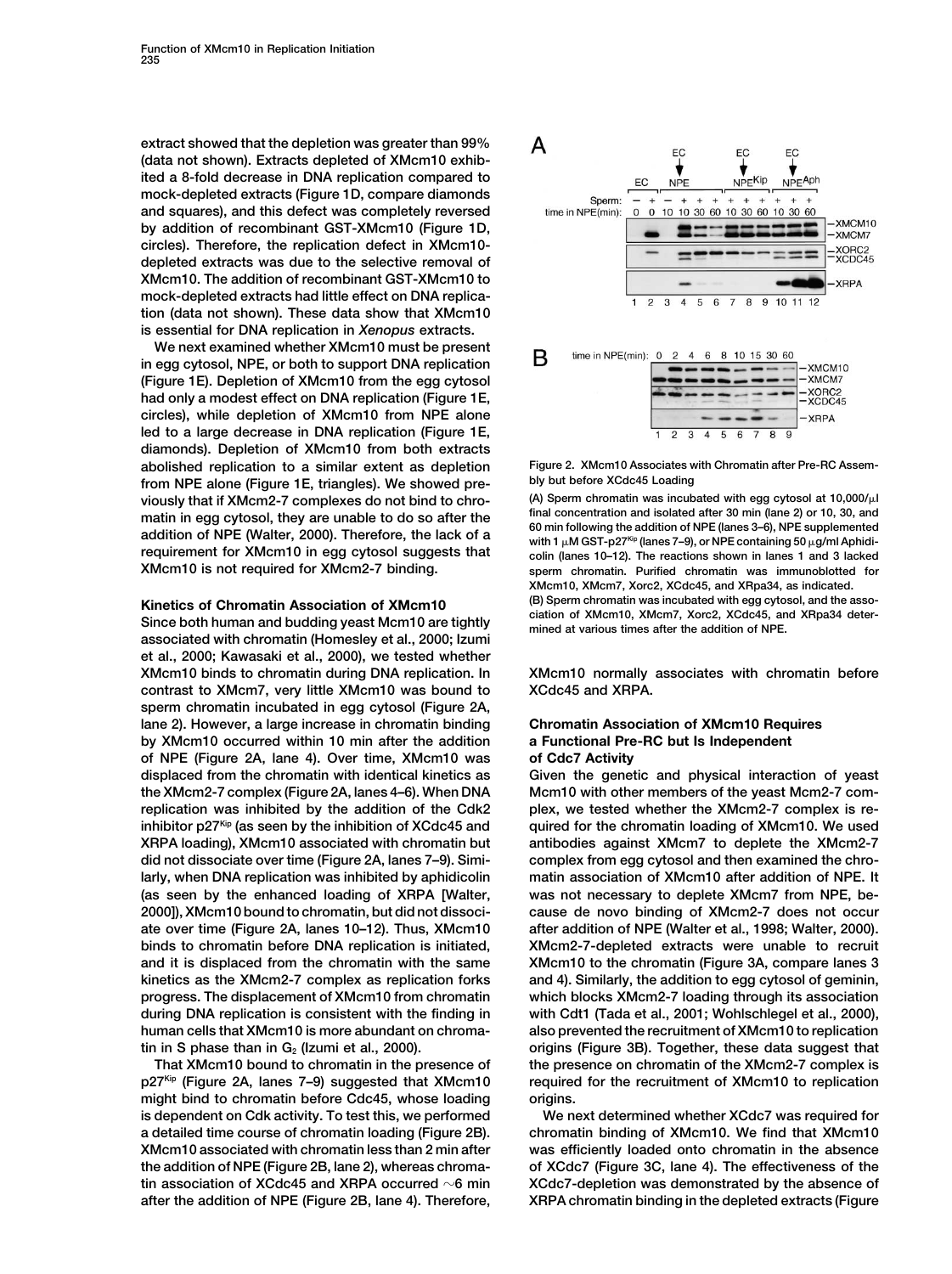extract showed that the depletion was greater than 99% (data not shown). Extracts depleted of XMcm10 exhibited a 8-fold decrease in DNA replication compared to mock-depleted extracts (Figure 1D, compare diamonds and squares), and this defect was completely reversed by addition of recombinant GST-XMcm10 (Figure 1D, circles). Therefore, the replication defect in XMcm10-depleted extracts was due to the selective removal of XMcm10. The addition of recombinant GST-XMcm10 to mock-depleted extracts had little effect on DNA replication (data not shown). These data show that XMcm10 is essential for DNA replication in *Xenopus* extracts.

We next examined whether XMcm10 must be present in egg cytosol, NPE, or both to support DNA replication (Figure 1E). Depletion of XMcm10 from the egg cytosol had only a modest effect on DNA replication (Figure 1E, circles), while depletion of XMcm10 from NPE alone led to a large decrease in DNA replication (Figure 1E, diamonds). Depletion of XMcm10 from both extracts abolished replication to a similar extent as depletion from NPE alone (Figure 1E, triangles). We showed previously that if XMcm2-7 complexes do not bind to chromatin in egg cytosol, they are unable to do so after the addition of NPE (Walter, 2000). Therefore, the lack of a requirement for XMcm10 in egg cytosol suggests that XMcm10 is not required for XMcm2-7 binding.

## Kinetics of Chromatin Association of XMcm10

Since both human and budding yeast Mcm10 are tightly associated with chromatin (Homesley et al., 2000; Izumi et al., 2000; Kawasaki et al., 2000), we tested whether XMcm10 binds to chromatin during DNA replication. In contrast to XMcm7, very little XMcm10 was bound to sperm chromatin incubated in egg cytosol (Figure 2A, lane 2). However, a large increase in chromatin binding by XMcm10 occurred within 10 min after the addition of NPE (Figure 2A, lane 4). Over time, XMcm10 was displaced from the chromatin with identical kinetics as the XMcm2-7 complex (Figure 2A, lanes 4–6). When DNA replication was inhibited by the addition of the Cdk2 inhibitor p27$^{Kip}$ (as seen by the inhibition of XCdc45 and XRPA loading), XMcm10 associated with chromatin but did not dissociate over time (Figure 2A, lanes 7–9). Similarly, when DNA replication was inhibited by aphidicolin (as seen by the enhanced loading of XRPA [Walter, 2000]), XMcm10 bound to chromatin, but did not dissociate over time (Figure 2A, lanes 10–12). Thus, XMcm10 binds to chromatin before DNA replication is initiated, and it is displaced from the chromatin with the same kinetics as the XMcm2-7 complex as replication forks progress. The displacement of XMcm10 from chromatin during DNA replication is consistent with the finding in human cells that XMcm10 is more abundant on chromatin in S phase than in $G_2$ (Izumi et al., 2000).

That XMcm10 bound to chromatin in the presence of p27$^{Kip}$ (Figure 2A, lanes 7–9) suggested that XMcm10 might bind to chromatin before Cdc45, whose loading is dependent on Cdk activity. To test this, we performed a detailed time course of chromatin loading (Figure 2B). XMcm10 associated with chromatin less than 2 min after the addition of NPE (Figure 2B, lane 2), whereas chromatin association of XCdc45 and XRPA occurred ~6 min after the addition of NPE (Figure 2B, lane 4). Therefore, XMcm10 normally associates with chromatin before XCdc45 and XRPA.

Figure 2. XMcm10 Associates with Chromatin after Pre-RC Assembly but before XCdc45 Loading

(A) Sperm chromatin was incubated with egg cytosol at 10,000/μl final concentration and isolated after 30 min (lane 2) or 10, 30, and 60 min following the addition of NPE (lanes 3–6), NPE supplemented with 1 μM GST-p27$^{Kip}$ (lanes 7–9), or NPE containing 50 μg/ml Aphidicolin (lanes 10–12). The reactions shown in lanes 1 and 3 lacked sperm chromatin. Purified chromatin was immunoblotted for XMcm10, XMcm7, Xorc2, XCdc45, and XRpa34, as indicated.

(B) Sperm chromatin was incubated with egg cytosol, and the association of XMcm10, XMcm7, Xorc2, XCdc45, and XRpa34 determined at various times after the addition of NPE.

## Chromatin Association of XMcm10 Requires a Functional Pre-RC but Is Independent of Cdc7 Activity

Given the genetic and physical interaction of yeast Mcm10 with other members of the yeast Mcm2-7 complex, we tested whether the XMcm2-7 complex is required for the chromatin loading of XMcm10. We used antibodies against XMcm7 to deplete the XMcm2-7 complex from egg cytosol and then examined the chromatin association of XMcm10 after addition of NPE. It was not necessary to deplete XMcm7 from NPE, because de novo binding of XMcm2-7 does not occur after addition of NPE (Walter et al., 1998; Walter, 2000). XMcm2-7-depleted extracts were unable to recruit XMcm10 to the chromatin (Figure 3A, compare lanes 3 and 4). Similarly, the addition to egg cytosol of geminin, which blocks XMcm2-7 loading through its association with Cdt1 (Tada et al., 2001; Wohlschlegel et al., 2000), also prevented the recruitment of XMcm10 to replication origins (Figure 3B). Together, these data suggest that the presence on chromatin of the XMcm2-7 complex is required for the recruitment of XMcm10 to replication origins.

We next determined whether XCdc7 was required for chromatin binding of XMcm10. We find that XMcm10 was efficiently loaded onto chromatin in the absence of XCdc7 (Figure 3C, lane 4). The effectiveness of the XCdc7-depletion was demonstrated by the absence of XRPA chromatin binding in the depleted extracts (Figure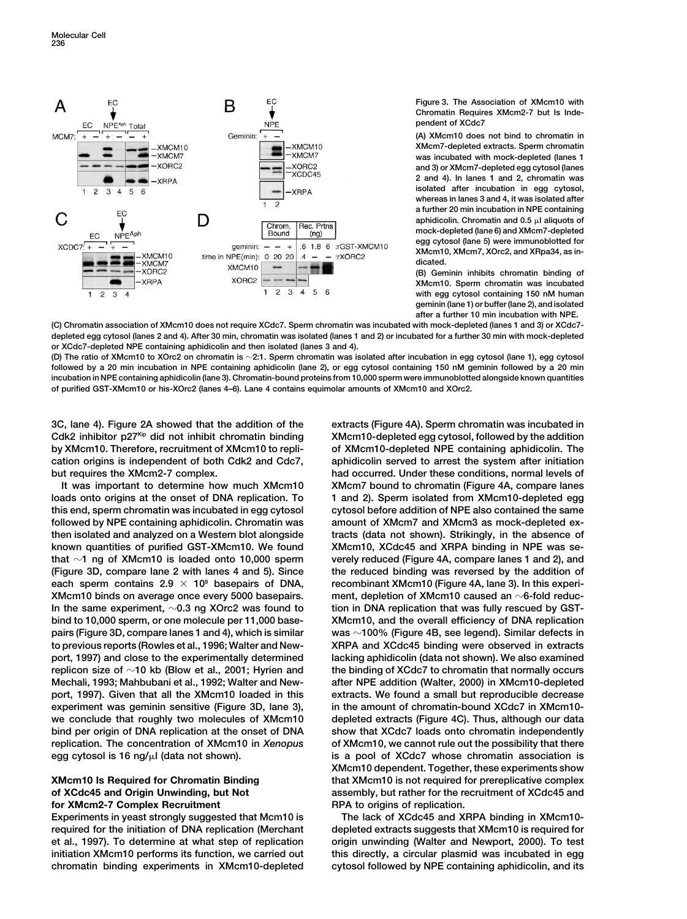**Figure 3. The Association of XMcm10 with Chromatin Requires XMcm2-7 but Is Independent of XCdc7**

(A) XMcm10 does not bind to chromatin in XMcm7-depleted extracts. Sperm chromatin was incubated with mock-depleted (lanes 1 and 3) or XMcm7-depleted egg cytosol (lanes 2 and 4). In lanes 1 and 2, chromatin was isolated after incubation in egg cytosol, whereas in lanes 3 and 4, it was isolated after a further 20 min incubation in NPE containing aphidicolin. Chromatin and 0.5 μl aliquots of mock-depleted (lane 6) and XMcm7-depleted egg cytosol (lane 5) were immunoblotted for XMcm10, XMcm7, XOrc2, and XRpa34, as indicated.

(B) Geminin inhibits chromatin binding of XMcm10. Sperm chromatin was incubated with egg cytosol containing 150 nM human geminin (lane 1) or buffer (lane 2), and isolated after a further 10 min incubation with NPE.

(C) Chromatin association of XMcm10 does not require XCdc7. Sperm chromatin was incubated with mock-depleted (lanes 1 and 3) or XCdc7-depleted egg cytosol (lanes 2 and 4). After 30 min, chromatin was isolated (lanes 1 and 2) or incubated for a further 30 min with mock-depleted or XCdc7-depleted NPE containing aphidicolin and then isolated (lanes 3 and 4).

(D) The ratio of XMcm10 to XOrc2 on chromatin is ~2:1. Sperm chromatin was isolated after incubation in egg cytosol (lane 1), egg cytosol followed by a 20 min incubation in NPE containing aphidicolin (lane 2), or egg cytosol containing 150 nM geminin followed by a 20 min incubation in NPE containing aphidicolin (lane 3). Chromatin-bound proteins from 10,000 sperm were immunoblotted alongside known quantities of purified GST-XMcm10 or his-XOrc2 (lanes 4–6). Lane 4 contains equimolar amounts of XMcm10 and XOrc2.

3C, lane 4). Figure 2A showed that the addition of the Cdk2 inhibitor p27[Kip] did not inhibit chromatin binding by XMcm10. Therefore, recruitment of XMcm10 to replication origins is independent of both Cdk2 and Cdc7, but requires the XMcm2-7 complex.

It was important to determine how much XMcm10 loads onto origins at the onset of DNA replication. To this end, sperm chromatin was incubated in egg cytosol followed by NPE containing aphidicolin. Chromatin was then isolated and analyzed on a Western blot alongside known quantities of purified GST-XMcm10. We found that ~1 ng of XMcm10 is loaded onto 10,000 sperm (Figure 3D, compare lane 2 with lanes 4 and 5). Since each sperm contains $2.9 \times 10^9$ basepairs of DNA, XMcm10 binds on average once every 5000 basepairs. In the same experiment, ~0.3 ng XOrc2 was found to bind to 10,000 sperm, or one molecule per 11,000 basepairs (Figure 3D, compare lanes 1 and 4), which is similar to previous reports (Rowles et al., 1996; Walter and Newport, 1997) and close to the experimentally determined replicon size of ~10 kb (Blow et al., 2001; Hyrien and Mechali, 1993; Mahbubani et al., 1992; Walter and Newport, 1997). Given that all the XMcm10 loaded in this experiment was geminin sensitive (Figure 3D, lane 3), we conclude that roughly two molecules of XMcm10 bind per origin of DNA replication at the onset of DNA replication. The concentration of XMcm10 in *Xenopus* egg cytosol is 16 ng/μl (data not shown).

## XMcm10 Is Required for Chromatin Binding of XCdc45 and Origin Unwinding, but Not for XMcm2-7 Complex Recruitment

Experiments in yeast strongly suggested that Mcm10 is required for the initiation of DNA replication (Merchant et al., 1997). To determine at what step of replication initiation XMcm10 performs its function, we carried out chromatin binding experiments in XMcm10-depleted extracts (Figure 4A). Sperm chromatin was incubated in XMcm10-depleted egg cytosol, followed by the addition of XMcm10-depleted NPE containing aphidicolin. The aphidicolin served to arrest the system after initiation had occurred. Under these conditions, normal levels of XMcm7 bound to chromatin (Figure 4A, compare lanes 1 and 2). Sperm isolated from XMcm10-depleted egg cytosol before addition of NPE also contained the same amount of XMcm7 and XMcm3 as mock-depleted extracts (data not shown). Strikingly, in the absence of XMcm10, XCdc45 and XRPA binding in NPE was severely reduced (Figure 4A, compare lanes 1 and 2), and the reduced binding was reversed by the addition of recombinant XMcm10 (Figure 4A, lane 3). In this experiment, depletion of XMcm10 caused an ~6-fold reduction in DNA replication that was fully rescued by GST-XMcm10, and the overall efficiency of DNA replication was ~100% (Figure 4B, see legend). Similar defects in XRPA and XCdc45 binding were observed in extracts lacking aphidicolin (data not shown). We also examined the binding of XCdc7 to chromatin that normally occurs after NPE addition (Walter, 2000) in XMcm10-depleted extracts. We found a small but reproducible decrease in the amount of chromatin-bound XCdc7 in XMcm10-depleted extracts (Figure 4C). Thus, although our data show that XCdc7 loads onto chromatin independently of XMcm10, we cannot rule out the possibility that there is a pool of XCdc7 whose chromatin association is XMcm10 dependent. Together, these experiments show that XMcm10 is not required for prereplicative complex assembly, but rather for the recruitment of XCdc45 and RPA to origins of replication.

The lack of XCdc45 and XRPA binding in XMcm10-depleted extracts suggests that XMcm10 is required for origin unwinding (Walter and Newport, 2000). To test this directly, a circular plasmid was incubated in egg cytosol followed by NPE containing aphidicolin, and its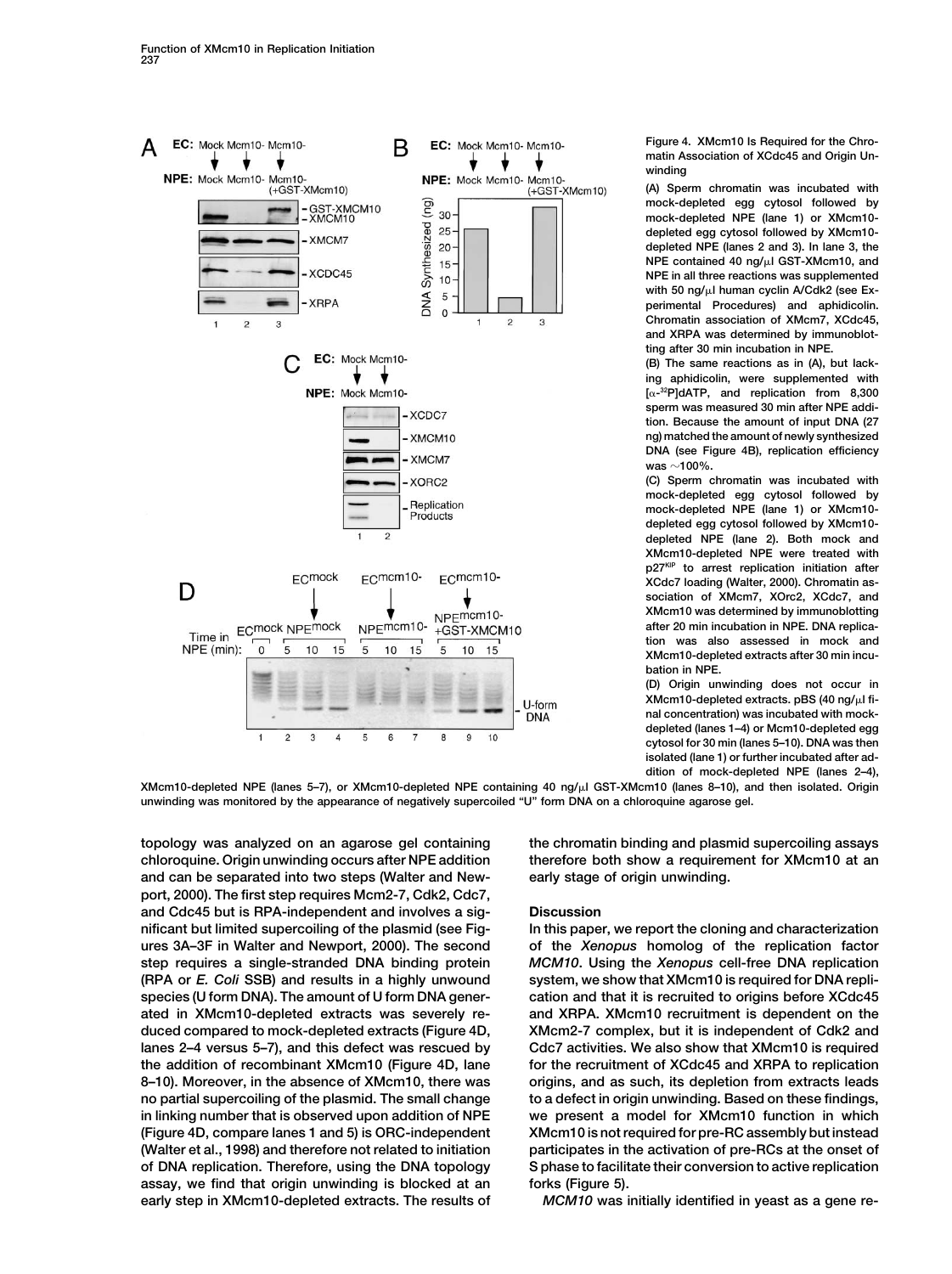Figure 4. XMcm10 Is Required for the Chromatin Association of XCdc45 and Origin Unwinding

(A) Sperm chromatin was incubated with mock-depleted egg cytosol followed by mock-depleted NPE (lane 1) or XMcm10-depleted egg cytosol followed by XMcm10-depleted NPE (lanes 2 and 3). In lane 3, the NPE contained 40 ng/μl GST-XMcm10, and NPE in all three reactions was supplemented with 50 ng/μl human cyclin A/Cdk2 (see Experimental Procedures) and aphidicolin. Chromatin association of XMcm7, XCdc45, and XRPA was determined by immunoblotting after 30 min incubation in NPE.

(B) The same reactions as in (A), but lacking aphidicolin, were supplemented with [$\alpha$-$^{32}$P]dATP, and replication from 8,300 sperm was measured 30 min after NPE addition. Because the amount of input DNA (27 ng) matched the amount of newly synthesized DNA (see Figure 4B), replication efficiency was ~100%.

(C) Sperm chromatin was incubated with mock-depleted egg cytosol followed by mock-depleted NPE (lane 1) or XMcm10-depleted egg cytosol followed by XMcm10-depleted NPE (lane 2). Both mock and XMcm10-depleted NPE were treated with p27$^{KIP}$ to arrest replication initiation after XCdc7 loading (Walter, 2000). Chromatin association of XMcm7, XOrc2, XCdc7, and XMcm10 was determined by immunoblotting after 20 min incubation in NPE. DNA replication was also assessed in mock and XMcm10-depleted extracts after 30 min incubation in NPE.

(D) Origin unwinding does not occur in XMcm10-depleted extracts. pBS (40 ng/μl final concentration) was incubated with mock-depleted (lanes 1–4) or Mcm10-depleted egg cytosol for 30 min (lanes 5–10). DNA was then isolated (lane 1) or further incubated after addition of mock-depleted NPE (lanes 2–4), XMcm10-depleted NPE (lanes 5–7), or XMcm10-depleted NPE containing 40 ng/μl GST-XMcm10 (lanes 8–10), and then isolated. Origin unwinding was monitored by the appearance of negatively supercoiled "U" form DNA on a chloroquine agarose gel.

topology was analyzed on an agarose gel containing chloroquine. Origin unwinding occurs after NPE addition and can be separated into two steps (Walter and Newport, 2000). The first step requires Mcm2-7, Cdk2, Cdc7, and Cdc45 but is RPA-independent and involves a significant but limited supercoiling of the plasmid (see Figures 3A–3F in Walter and Newport, 2000). The second step requires a single-stranded DNA binding protein (RPA or *E. Coli* SSB) and results in a highly unwound species (U form DNA). The amount of U form DNA generated in XMcm10-depleted extracts was severely reduced compared to mock-depleted extracts (Figure 4D, lanes 2–4 versus 5–7), and this defect was rescued by the addition of recombinant XMcm10 (Figure 4D, lane 8–10). Moreover, in the absence of XMcm10, there was no partial supercoiling of the plasmid. The small change in linking number that is observed upon addition of NPE (Figure 4D, compare lanes 1 and 5) is ORC-independent (Walter et al., 1998) and therefore not related to initiation of DNA replication. Therefore, using the DNA topology assay, we find that origin unwinding is blocked at an early step in XMcm10-depleted extracts. The results of the chromatin binding and plasmid supercoiling assays therefore both show a requirement for XMcm10 at an early stage of origin unwinding.

## Discussion

In this paper, we report the cloning and characterization of the *Xenopus* homolog of the replication factor *MCM10*. Using the *Xenopus* cell-free DNA replication system, we show that XMcm10 is required for DNA replication and that it is recruited to origins before XCdc45 and XRPA. XMcm10 recruitment is dependent on the XMcm2-7 complex, but it is independent of Cdk2 and Cdc7 activities. We also show that XMcm10 is required for the recruitment of XCdc45 and XRPA to replication origins, and as such, its depletion from extracts leads to a defect in origin unwinding. Based on these findings, we present a model for XMcm10 function in which XMcm10 is not required for pre-RC assembly but instead participates in the activation of pre-RCs at the onset of S phase to facilitate their conversion to active replication forks (Figure 5).

*MCM10* was initially identified in yeast as a gene re-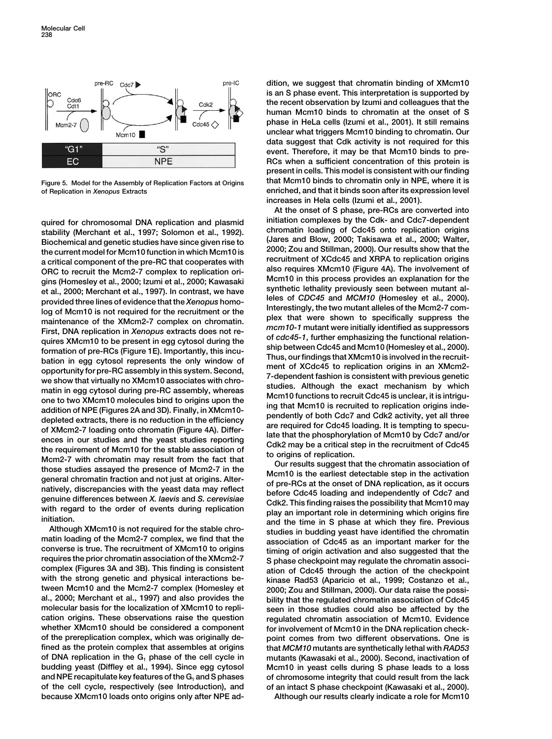Figure 5. Model for the Assembly of Replication Factors at Origins of Replication in *Xenopus* Extracts

quired for chromosomal DNA replication and plasmid stability (Merchant et al., 1997; Solomon et al., 1992). Biochemical and genetic studies have since given rise to the current model for Mcm10 function in which Mcm10 is a critical component of the pre-RC that cooperates with ORC to recruit the Mcm2-7 complex to replication origins (Homesley et al., 2000; Izumi et al., 2000; Kawasaki et al., 2000; Merchant et al., 1997). In contrast, we have provided three lines of evidence that the *Xenopus* homolog of Mcm10 is not required for the recruitment or the maintenance of the XMcm2-7 complex on chromatin. First, DNA replication in *Xenopus* extracts does not requires XMcm10 to be present in egg cytosol during the formation of pre-RCs (Figure 1E). Importantly, this incubation in egg cytosol represents the only window of opportunity for pre-RC assembly in this system. Second, we show that virtually no XMcm10 associates with chromatin in egg cytosol during pre-RC assembly, whereas one to two XMcm10 molecules bind to origins upon the addition of NPE (Figures 2A and 3D). Finally, in XMcm10-depleted extracts, there is no reduction in the efficiency of XMcm2-7 loading onto chromatin (Figure 4A). Differences in our studies and the yeast studies reporting the requirement of Mcm10 for the stable association of Mcm2-7 with chromatin may result from the fact that those studies assayed the presence of Mcm2-7 in the general chromatin fraction and not just at origins. Alternatively, discrepancies with the yeast data may reflect genuine differences between *X. laevis* and *S. cerevisiae* with regard to the order of events during replication initiation.

Although XMcm10 is not required for the stable chromatin loading of the Mcm2-7 complex, we find that the converse is true. The recruitment of XMcm10 to origins requires the prior chromatin association of the XMcm2-7 complex (Figures 3A and 3B). This finding is consistent with the strong genetic and physical interactions between Mcm10 and the Mcm2-7 complex (Homesley et al., 2000; Merchant et al., 1997) and also provides the molecular basis for the localization of XMcm10 to replication origins. These observations raise the question whether XMcm10 should be considered a component of the prereplication complex, which was originally defined as the protein complex that assembles at origins of DNA replication in the $G_1$ phase of the cell cycle in budding yeast (Diffley et al., 1994). Since egg cytosol and NPE recapitulate key features of the $G_1$ and S phases of the cell cycle, respectively (see Introduction), and because XMcm10 loads onto origins only after NPE addition, we suggest that chromatin binding of XMcm10 is an S phase event. This interpretation is supported by the recent observation by Izumi and colleagues that the human Mcm10 binds to chromatin at the onset of S phase in HeLa cells (Izumi et al., 2001). It still remains unclear what triggers Mcm10 binding to chromatin. Our data suggest that Cdk activity is not required for this event. Therefore, it may be that Mcm10 binds to pre-RCs when a sufficient concentration of this protein is present in cells. This model is consistent with our finding that Mcm10 binds to chromatin only in NPE, where it is enriched, and that it binds soon after its expression level increases in Hela cells (Izumi et al., 2001).

At the onset of S phase, pre-RCs are converted into initiation complexes by the Cdk- and Cdc7-dependent chromatin loading of Cdc45 onto replication origins (Jares and Blow, 2000; Takisawa et al., 2000; Walter, 2000; Zou and Stillman, 2000). Our results show that the recruitment of XCdc45 and XRPA to replication origins also requires XMcm10 (Figure 4A). The involvement of Mcm10 in this process provides an explanation for the synthetic lethality previously seen between mutant alleles of *CDC45* and *MCM10* (Homesley et al., 2000). Interestingly, the two mutant alleles of the Mcm2-7 complex that were shown to specifically suppress the *mcm10-1* mutant were initially identified as suppressors of *cdc45-1*, further emphasizing the functional relationship between Cdc45 and Mcm10 (Homesley et al., 2000). Thus, our findings that XMcm10 is involved in the recruitment of XCdc45 to replication origins in an XMcm2-7-dependent fashion is consistent with previous genetic studies. Although the exact mechanism by which Mcm10 functions to recruit Cdc45 is unclear, it is intriguing that Mcm10 is recruited to replication origins independently of both Cdc7 and Cdk2 activity, yet all three are required for Cdc45 loading. It is tempting to speculate that the phosphorylation of Mcm10 by Cdc7 and/or Cdk2 may be a critical step in the recruitment of Cdc45 to origins of replication.

Our results suggest that the chromatin association of Mcm10 is the earliest detectable step in the activation of pre-RCs at the onset of DNA replication, as it occurs before Cdc45 loading and independently of Cdc7 and Cdk2. This finding raises the possibility that Mcm10 may play an important role in determining which origins fire and the time in S phase at which they fire. Previous studies in budding yeast have identified the chromatin association of Cdc45 as an important marker for the timing of origin activation and also suggested that the S phase checkpoint may regulate the chromatin association of Cdc45 through the action of the checkpoint kinase Rad53 (Aparicio et al., 1999; Costanzo et al., 2000; Zou and Stillman, 2000). Our data raise the possibility that the regulated chromatin association of Cdc45 seen in those studies could also be affected by the regulated chromatin association of Mcm10. Evidence for involvement of Mcm10 in the DNA replication checkpoint comes from two different observations. One is that *MCM10* mutants are synthetically lethal with *RAD53* mutants (Kawasaki et al., 2000). Second, inactivation of Mcm10 in yeast cells during S phase leads to a loss of chromosome integrity that could result from the lack of an intact S phase checkpoint (Kawasaki et al., 2000).

Although our results clearly indicate a role for Mcm10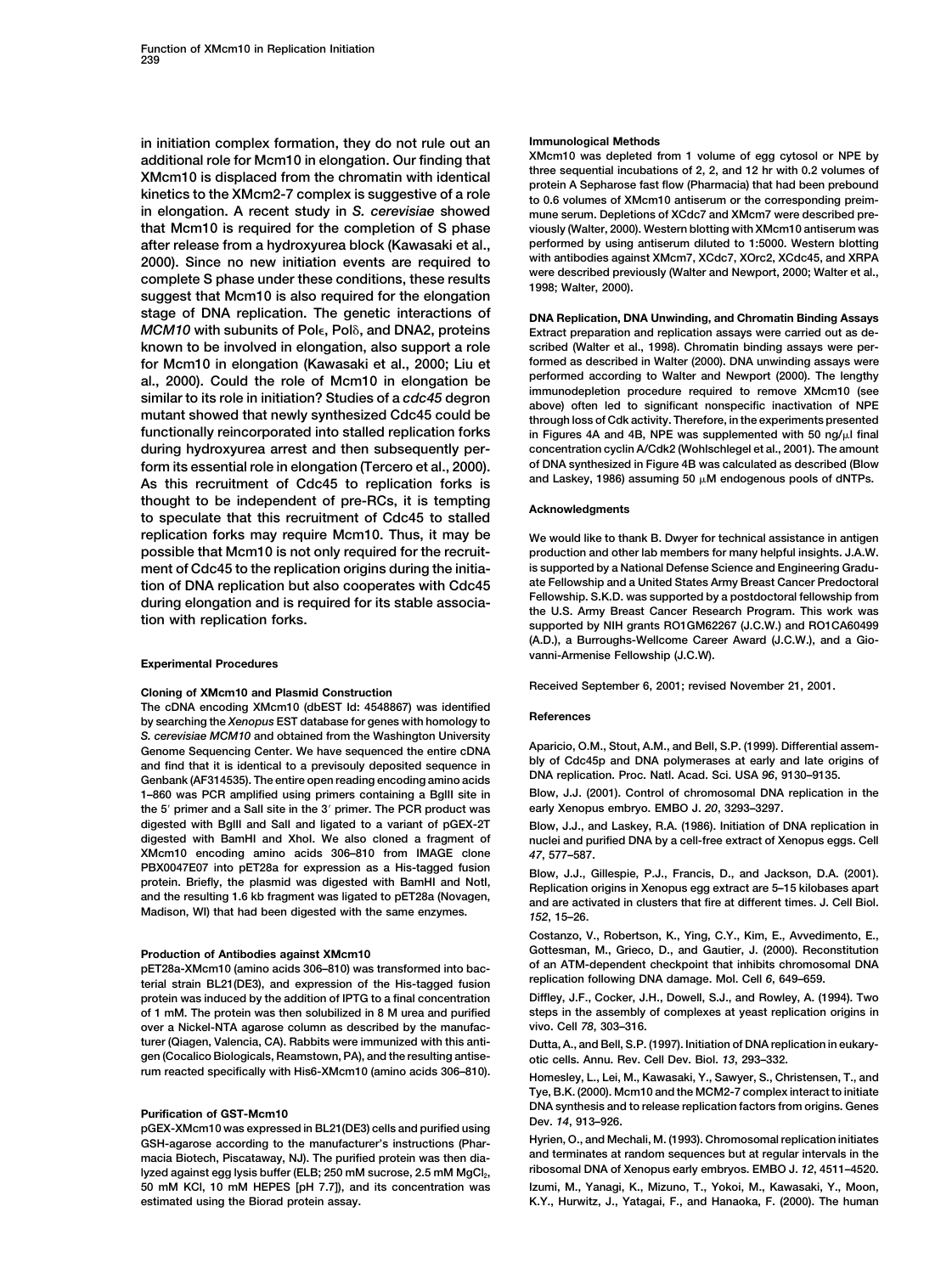in initiation complex formation, they do not rule out an additional role for Mcm10 in elongation. Our finding that XMcm10 is displaced from the chromatin with identical kinetics to the XMcm2-7 complex is suggestive of a role in elongation. A recent study in *S. cerevisiae* showed that Mcm10 is required for the completion of S phase after release from a hydroxyurea block (Kawasaki et al., 2000). Since no new initiation events are required to complete S phase under these conditions, these results suggest that Mcm10 is also required for the elongation stage of DNA replication. The genetic interactions of *MCM10* with subunits of Polε, Polδ, and DNA2, proteins known to be involved in elongation, also support a role for Mcm10 in elongation (Kawasaki et al., 2000; Liu et al., 2000). Could the role of Mcm10 in elongation be similar to its role in initiation? Studies of a *cdc45* degron mutant showed that newly synthesized Cdc45 could be functionally reincorporated into stalled replication forks during hydroxyurea arrest and then subsequently perform its essential role in elongation (Tercero et al., 2000). As this recruitment of Cdc45 to replication forks is thought to be independent of pre-RCs, it is tempting to speculate that this recruitment of Cdc45 to stalled replication forks may require Mcm10. Thus, it may be possible that Mcm10 is not only required for the recruitment of Cdc45 to the replication origins during the initiation of DNA replication but also cooperates with Cdc45 during elongation and is required for its stable association with replication forks.

## Experimental Procedures

### Cloning of XMcm10 and Plasmid Construction

The cDNA encoding XMcm10 (dbEST Id: 4548867) was identified by searching the *Xenopus* EST database for genes with homology to *S. cerevisiae MCM10* and obtained from the Washington University Genome Sequencing Center. We have sequenced the entire cDNA and find that it is identical to a previsouly deposited sequence in Genbank (AF314535). The entire open reading encoding amino acids 1–860 was PCR amplified using primers containing a BglII site in the 5′ primer and a SalI site in the 3′ primer. The PCR product was digested with BglII and SalI and ligated to a variant of pGEX-2T digested with BamHI and XhoI. We also cloned a fragment of XMcm10 encoding amino acids 306–810 from IMAGE clone PBX0047E07 into pET28a for expression as a His-tagged fusion protein. Briefly, the plasmid was digested with BamHI and NotI, and the resulting 1.6 kb fragment was ligated to pET28a (Novagen, Madison, WI) that had been digested with the same enzymes.

### Production of Antibodies against XMcm10

pET28a-XMcm10 (amino acids 306–810) was transformed into bacterial strain BL21(DE3), and expression of the His-tagged fusion protein was induced by the addition of IPTG to a final concentration of 1 mM. The protein was then solubilized in 8 M urea and purified over a Nickel-NTA agarose column as described by the manufacturer (Qiagen, Valencia, CA). Rabbits were immunized with this antigen (Cocalico Biologicals, Reamstown, PA), and the resulting antiserum reacted specifically with His6-XMcm10 (amino acids 306–810).

### Purification of GST-Mcm10

pGEX-XMcm10 was expressed in BL21(DE3) cells and purified using GSH-agarose according to the manufacturer's instructions (Pharmacia Biotech, Piscataway, NJ). The purified protein was then dialyzed against egg lysis buffer (ELB; 250 mM sucrose, 2.5 mM $MgCl_2$, 50 mM KCl, 10 mM HEPES [pH 7.7]), and its concentration was estimated using the Biorad protein assay.

### Immunological Methods

XMcm10 was depleted from 1 volume of egg cytosol or NPE by three sequential incubations of 2, 2, and 12 hr with 0.2 volumes of protein A Sepharose fast flow (Pharmacia) that had been prebound to 0.6 volumes of XMcm10 antiserum or the corresponding preimmune serum. Depletions of XCdc7 and XMcm7 were described previously (Walter, 2000). Western blotting with XMcm10 antiserum was performed by using antiserum diluted to 1:5000. Western blotting with antibodies against XMcm7, XCdc7, XOrc2, XCdc45, and XRPA were described previously (Walter and Newport, 2000; Walter et al., 1998; Walter, 2000).

### DNA Replication, DNA Unwinding, and Chromatin Binding Assays

Extract preparation and replication assays were carried out as described (Walter et al., 1998). Chromatin binding assays were performed as described in Walter (2000). DNA unwinding assays were performed according to Walter and Newport (2000). The lengthy immunodepletion procedure required to remove XMcm10 (see above) often led to significant nonspecific inactivation of NPE through loss of Cdk activity. Therefore, in the experiments presented in Figures 4A and 4B, NPE was supplemented with 50 ng/μl final concentration cyclin A/Cdk2 (Wohlschlegel et al., 2001). The amount of DNA synthesized in Figure 4B was calculated as described (Blow and Laskey, 1986) assuming 50 μM endogenous pools of dNTPs.

## Acknowledgments

We would like to thank B. Dwyer for technical assistance in antigen production and other lab members for many helpful insights. J.A.W. is supported by a National Defense Science and Engineering Graduate Fellowship and a United States Army Breast Cancer Predoctoral Fellowship. S.K.D. was supported by a postdoctoral fellowship from the U.S. Army Breast Cancer Research Program. This work was supported by NIH grants RO1GM62267 (J.C.W.) and RO1CA60499 (A.D.), a Burroughs-Wellcome Career Award (J.C.W.), and a Giovanni-Armenise Fellowship (J.C.W).

Received September 6, 2001; revised November 21, 2001.

## References

Aparicio, O.M., Stout, A.M., and Bell, S.P. (1999). Differential assembly of Cdc45p and DNA polymerases at early and late origins of DNA replication. Proc. Natl. Acad. Sci. USA *96*, 9130–9135.

Blow, J.J. (2001). Control of chromosomal DNA replication in the early Xenopus embryo. EMBO J. *20*, 3293–3297.

Blow, J.J., and Laskey, R.A. (1986). Initiation of DNA replication in nuclei and purified DNA by a cell-free extract of Xenopus eggs. Cell *47*, 577–587.

Blow, J.J., Gillespie, P.J., Francis, D., and Jackson, D.A. (2001). Replication origins in Xenopus egg extract are 5–15 kilobases apart and are activated in clusters that fire at different times. J. Cell Biol. *152*, 15–26.

Costanzo, V., Robertson, K., Ying, C.Y., Kim, E., Avvedimento, E., Gottesman, M., Grieco, D., and Gautier, J. (2000). Reconstitution of an ATM-dependent checkpoint that inhibits chromosomal DNA replication following DNA damage. Mol. Cell *6*, 649–659.

Diffley, J.F., Cocker, J.H., Dowell, S.J., and Rowley, A. (1994). Two steps in the assembly of complexes at yeast replication origins in vivo. Cell *78*, 303–316.

Dutta, A., and Bell, S.P. (1997). Initiation of DNA replication in eukaryotic cells. Annu. Rev. Cell Dev. Biol. *13*, 293–332.

Homesley, L., Lei, M., Kawasaki, Y., Sawyer, S., Christensen, T., and Tye, B.K. (2000). Mcm10 and the MCM2-7 complex interact to initiate DNA synthesis and to release replication factors from origins. Genes Dev. *14*, 913–926.

Hyrien, O., and Mechali, M. (1993). Chromosomal replication initiates and terminates at random sequences but at regular intervals in the ribosomal DNA of Xenopus early embryos. EMBO J. *12*, 4511–4520.

Izumi, M., Yanagi, K., Mizuno, T., Yokoi, M., Kawasaki, Y., Moon, K.Y., Hurwitz, J., Yatagai, F., and Hanaoka, F. (2000). The human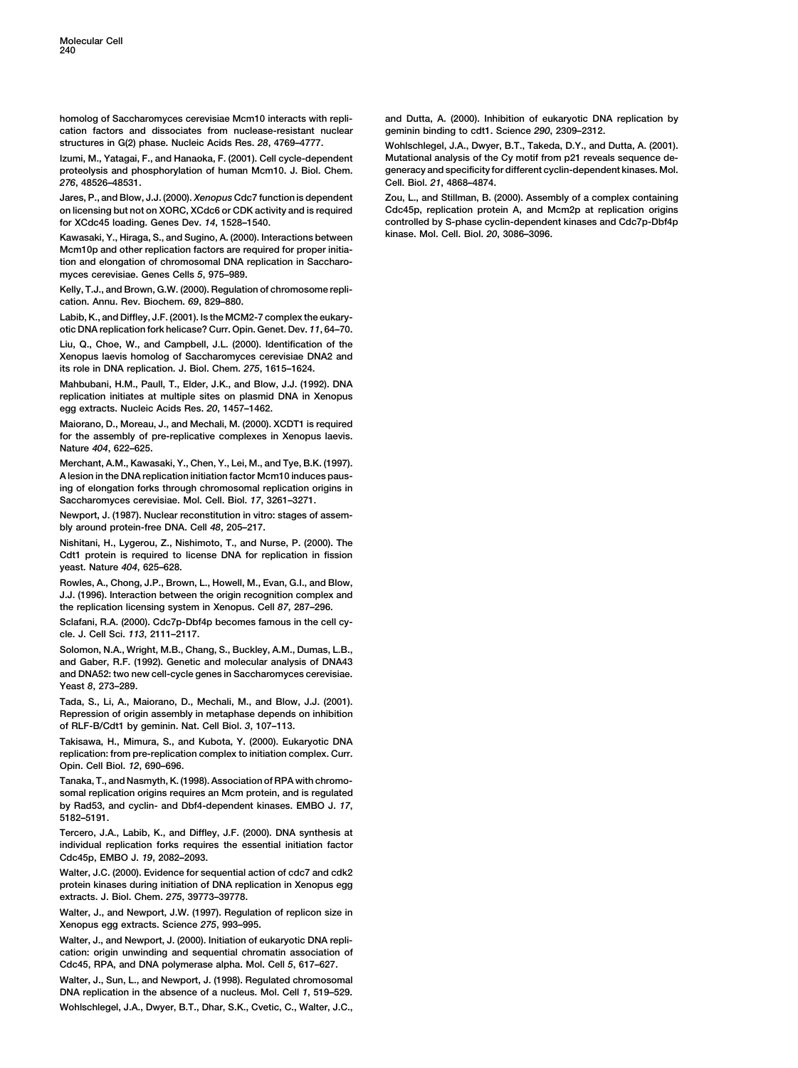homolog of Saccharomyces cerevisiae Mcm10 interacts with replication factors and dissociates from nuclease-resistant nuclear structures in G(2) phase. Nucleic Acids Res. *28*, 4769–4777.

Izumi, M., Yatagai, F., and Hanaoka, F. (2001). Cell cycle-dependent proteolysis and phosphorylation of human Mcm10. J. Biol. Chem. *276*, 48526–48531.

Jares, P., and Blow, J.J. (2000). *Xenopus* Cdc7 function is dependent on licensing but not on XORC, XCdc6 or CDK activity and is required for XCdc45 loading. Genes Dev. *14*, 1528–1540.

Kawasaki, Y., Hiraga, S., and Sugino, A. (2000). Interactions between Mcm10p and other replication factors are required for proper initiation and elongation of chromosomal DNA replication in Saccharomyces cerevisiae. Genes Cells *5*, 975–989.

Kelly, T.J., and Brown, G.W. (2000). Regulation of chromosome replication. Annu. Rev. Biochem. *69*, 829–880.

Labib, K., and Diffley, J.F. (2001). Is the MCM2-7 complex the eukaryotic DNA replication fork helicase? Curr. Opin. Genet. Dev. *11*, 64–70.

Liu, Q., Choe, W., and Campbell, J.L. (2000). Identification of the Xenopus laevis homolog of Saccharomyces cerevisiae DNA2 and its role in DNA replication. J. Biol. Chem. *275*, 1615–1624.

Mahbubani, H.M., Paull, T., Elder, J.K., and Blow, J.J. (1992). DNA replication initiates at multiple sites on plasmid DNA in Xenopus egg extracts. Nucleic Acids Res. *20*, 1457–1462.

Maiorano, D., Moreau, J., and Mechali, M. (2000). XCDT1 is required for the assembly of pre-replicative complexes in Xenopus laevis. Nature *404*, 622–625.

Merchant, A.M., Kawasaki, Y., Chen, Y., Lei, M., and Tye, B.K. (1997). A lesion in the DNA replication initiation factor Mcm10 induces pausing of elongation forks through chromosomal replication origins in Saccharomyces cerevisiae. Mol. Cell. Biol. *17*, 3261–3271.

Newport, J. (1987). Nuclear reconstitution in vitro: stages of assembly around protein-free DNA. Cell *48*, 205–217.

Nishitani, H., Lygerou, Z., Nishimoto, T., and Nurse, P. (2000). The Cdt1 protein is required to license DNA for replication in fission yeast. Nature *404*, 625–628.

Rowles, A., Chong, J.P., Brown, L., Howell, M., Evan, G.I., and Blow, J.J. (1996). Interaction between the origin recognition complex and the replication licensing system in Xenopus. Cell *87*, 287–296.

Sclafani, R.A. (2000). Cdc7p-Dbf4p becomes famous in the cell cycle. J. Cell Sci. *113*, 2111–2117.

Solomon, N.A., Wright, M.B., Chang, S., Buckley, A.M., Dumas, L.B., and Gaber, R.F. (1992). Genetic and molecular analysis of DNA43 and DNA52: two new cell-cycle genes in Saccharomyces cerevisiae. Yeast *8*, 273–289.

Tada, S., Li, A., Maiorano, D., Mechali, M., and Blow, J.J. (2001). Repression of origin assembly in metaphase depends on inhibition of RLF-B/Cdt1 by geminin. Nat. Cell Biol. *3*, 107–113.

Takisawa, H., Mimura, S., and Kubota, Y. (2000). Eukaryotic DNA replication: from pre-replication complex to initiation complex. Curr. Opin. Cell Biol. *12*, 690–696.

Tanaka, T., and Nasmyth, K. (1998). Association of RPA with chromosomal replication origins requires an Mcm protein, and is regulated by Rad53, and cyclin- and Dbf4-dependent kinases. EMBO J. *17*, 5182–5191.

Tercero, J.A., Labib, K., and Diffley, J.F. (2000). DNA synthesis at individual replication forks requires the essential initiation factor Cdc45p, EMBO J. *19*, 2082–2093.

Walter, J.C. (2000). Evidence for sequential action of cdc7 and cdk2 protein kinases during initiation of DNA replication in Xenopus egg extracts. J. Biol. Chem. *275*, 39773–39778.

Walter, J., and Newport, J.W. (1997). Regulation of replicon size in Xenopus egg extracts. Science *275*, 993–995.

Walter, J., and Newport, J. (2000). Initiation of eukaryotic DNA replication: origin unwinding and sequential chromatin association of Cdc45, RPA, and DNA polymerase alpha. Mol. Cell *5*, 617–627.

Walter, J., Sun, L., and Newport, J. (1998). Regulated chromosomal DNA replication in the absence of a nucleus. Mol. Cell *1*, 519–529.

Wohlschlegel, J.A., Dwyer, B.T., Dhar, S.K., Cvetic, C., Walter, J.C., and Dutta, A. (2000). Inhibition of eukaryotic DNA replication by geminin binding to cdt1. Science *290*, 2309–2312.

Wohlschlegel, J.A., Dwyer, B.T., Takeda, D.Y., and Dutta, A. (2001). Mutational analysis of the Cy motif from p21 reveals sequence degeneracy and specificity for different cyclin-dependent kinases. Mol. Cell. Biol. *21*, 4868–4874.

Zou, L., and Stillman, B. (2000). Assembly of a complex containing Cdc45p, replication protein A, and Mcm2p at replication origins controlled by S-phase cyclin-dependent kinases and Cdc7p-Dbf4p kinase. Mol. Cell. Biol. *20*, 3086–3096.